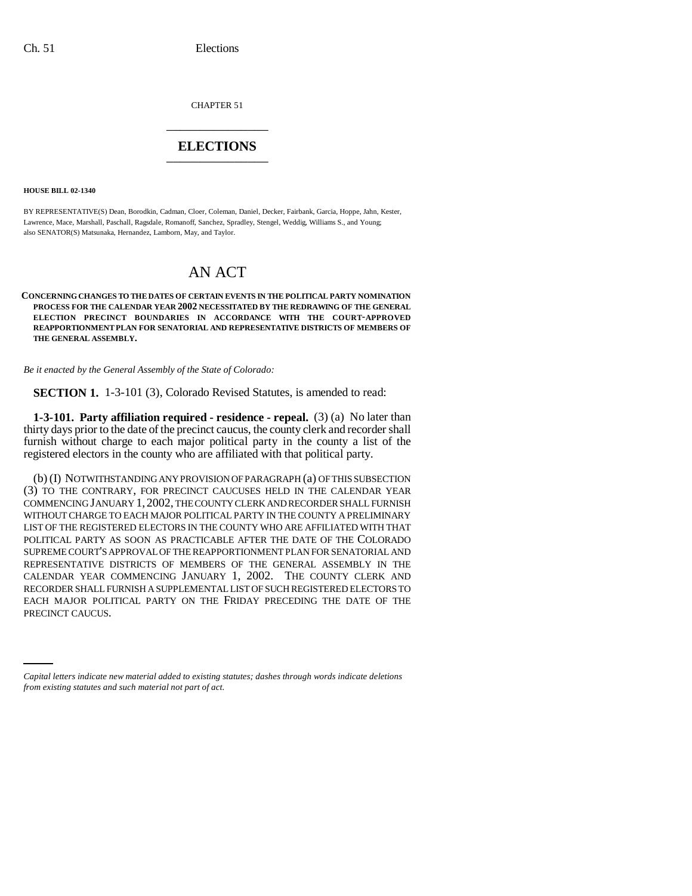CHAPTER 51

# ELECTIONS

**HOUSE BILL 02-1340**

BY REPRESENTATIVE(S) Dean, Borodkin, Cadman, Cloer, Coleman, Daniel, Decker, Fairbank, Garcia, Hoppe, Jahn, Kester, Lawrence, Mace, Marshall, Paschall, Ragsdale, Romanoff, Sanchez, Spradley, Stengel, Weddig, Williams S., and Young; also SENATOR(S) Matsunaka, Hernandez, Lamborn, May, and Taylor.

# AN ACT

**CONCERNING CHANGES TO THE DATES OF CERTAIN EVENTS IN THE POLITICAL PARTY NOMINATION PROCESS FOR THE CALENDAR YEAR 2002 NECESSITATED BY THE REDRAWING OF THE GENERAL ELECTION PRECINCT BOUNDARIES IN ACCORDANCE WITH THE COURT-APPROVED REAPPORTIONMENT PLAN FOR SENATORIAL AND REPRESENTATIVE DISTRICTS OF MEMBERS OF THE GENERAL ASSEMBLY.**

*Be it enacted by the General Assembly of the State of Colorado:*

**SECTION 1.** 1-3-101 (3), Colorado Revised Statutes, is amended to read:

**1-3-101. Party affiliation required - residence - repeal.** (3) (a) No later than thirty days prior to the date of the precinct caucus, the county clerk and recorder shall furnish without charge to each major political party in the county a list of the registered electors in the county who are affiliated with that political party.

(b) (I) NOTWITHSTANDING ANY PROVISION OF PARAGRAPH (a) OF THIS SUBSECTION (3) TO THE CONTRARY, FOR PRECINCT CAUCUSES HELD IN THE CALENDAR YEAR COMMENCING JANUARY 1, 2002, THE COUNTY CLERK AND RECORDER SHALL FURNISH WITHOUT CHARGE TO EACH MAJOR POLITICAL PARTY IN THE COUNTY A PRELIMINARY LIST OF THE REGISTERED ELECTORS IN THE COUNTY WHO ARE AFFILIATED WITH THAT POLITICAL PARTY AS SOON AS PRACTICABLE AFTER THE DATE OF THE COLORADO SUPREME COURT'S APPROVAL OF THE REAPPORTIONMENT PLAN FOR SENATORIAL AND REPRESENTATIVE DISTRICTS OF MEMBERS OF THE GENERAL ASSEMBLY IN THE CALENDAR YEAR COMMENCING JANUARY 1, 2002. THE COUNTY CLERK AND RECORDER SHALL FURNISH A SUPPLEMENTAL LIST OF SUCH REGISTERED ELECTORS TO EACH MAJOR POLITICAL PARTY ON THE FRIDAY PRECEDING THE DATE OF THE PRECINCT CAUCUS.

*Capital letters indicate new material added to existing statutes; dashes through words indicate deletions from existing statutes and such material not part of act.*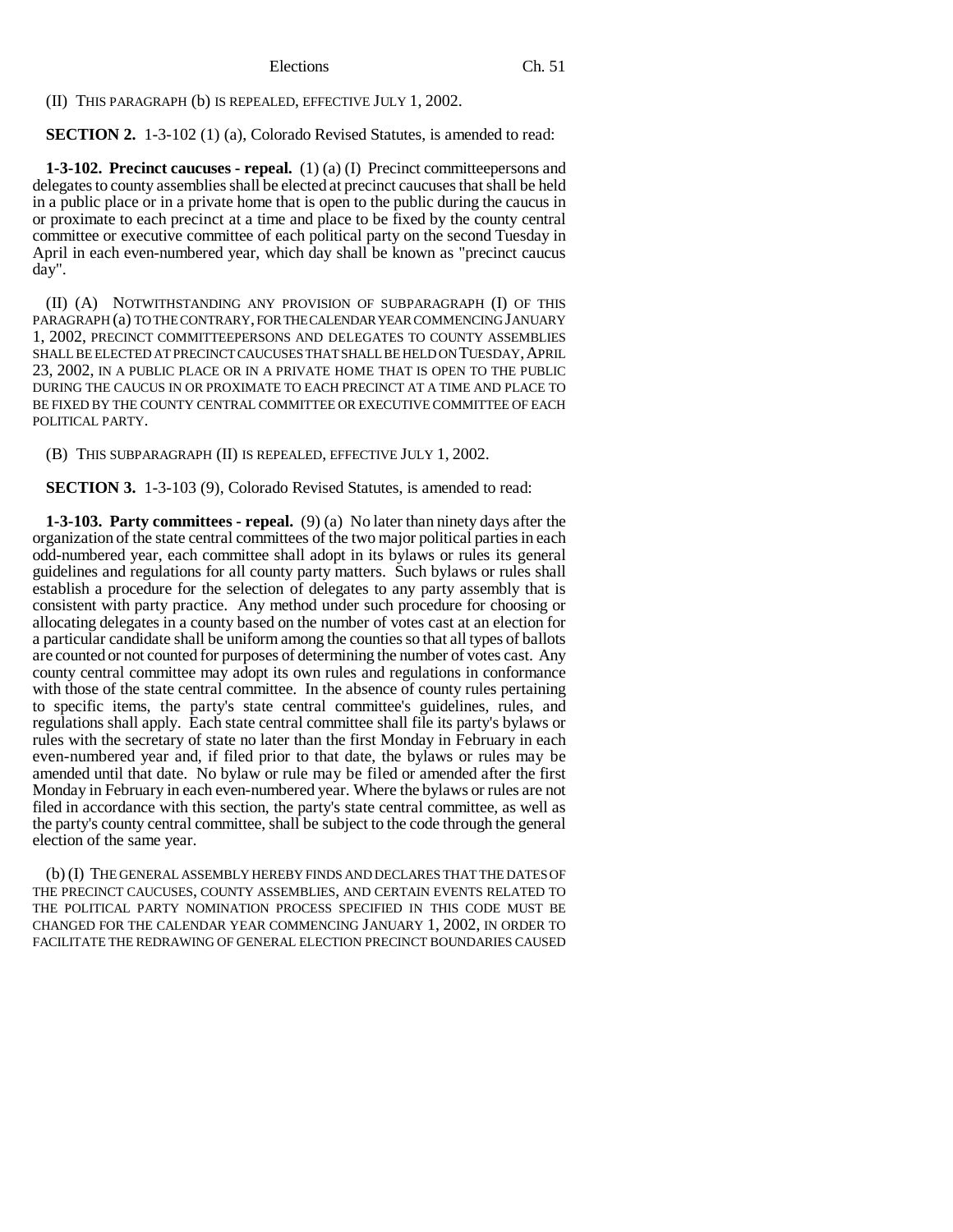(II) THIS PARAGRAPH (b) IS REPEALED, EFFECTIVE JULY 1, 2002.

**SECTION 2.** 1-3-102 (1) (a), Colorado Revised Statutes, is amended to read:

**1-3-102. Precinct caucuses - repeal.** (1) (a) (I) Precinct committeepersons and delegates to county assemblies shall be elected at precinct caucuses that shall be held in a public place or in a private home that is open to the public during the caucus in or proximate to each precinct at a time and place to be fixed by the county central committee or executive committee of each political party on the second Tuesday in April in each even-numbered year, which day shall be known as "precinct caucus day".

(II) (A) NOTWITHSTANDING ANY PROVISION OF SUBPARAGRAPH (I) OF THIS PARAGRAPH (a) TO THE CONTRARY, FOR THE CALENDAR YEAR COMMENCING JANUARY 1, 2002, PRECINCT COMMITTEEPERSONS AND DELEGATES TO COUNTY ASSEMBLIES SHALL BE ELECTED AT PRECINCT CAUCUSES THAT SHALL BE HELD ON TUESDAY, APRIL 23, 2002, IN A PUBLIC PLACE OR IN A PRIVATE HOME THAT IS OPEN TO THE PUBLIC DURING THE CAUCUS IN OR PROXIMATE TO EACH PRECINCT AT A TIME AND PLACE TO BE FIXED BY THE COUNTY CENTRAL COMMITTEE OR EXECUTIVE COMMITTEE OF EACH POLITICAL PARTY.

(B) THIS SUBPARAGRAPH (II) IS REPEALED, EFFECTIVE JULY 1, 2002.

**SECTION 3.** 1-3-103 (9), Colorado Revised Statutes, is amended to read:

**1-3-103. Party committees - repeal.** (9) (a) No later than ninety days after the organization of the state central committees of the two major political parties in each odd-numbered year, each committee shall adopt in its bylaws or rules its general guidelines and regulations for all county party matters. Such bylaws or rules shall establish a procedure for the selection of delegates to any party assembly that is consistent with party practice. Any method under such procedure for choosing or allocating delegates in a county based on the number of votes cast at an election for a particular candidate shall be uniform among the counties so that all types of ballots are counted or not counted for purposes of determining the number of votes cast. Any county central committee may adopt its own rules and regulations in conformance with those of the state central committee. In the absence of county rules pertaining to specific items, the party's state central committee's guidelines, rules, and regulations shall apply. Each state central committee shall file its party's bylaws or rules with the secretary of state no later than the first Monday in February in each even-numbered year and, if filed prior to that date, the bylaws or rules may be amended until that date. No bylaw or rule may be filed or amended after the first Monday in February in each even-numbered year. Where the bylaws or rules are not filed in accordance with this section, the party's state central committee, as well as the party's county central committee, shall be subject to the code through the general election of the same year.

(b) (I) THE GENERAL ASSEMBLY HEREBY FINDS AND DECLARES THAT THE DATES OF THE PRECINCT CAUCUSES, COUNTY ASSEMBLIES, AND CERTAIN EVENTS RELATED TO THE POLITICAL PARTY NOMINATION PROCESS SPECIFIED IN THIS CODE MUST BE CHANGED FOR THE CALENDAR YEAR COMMENCING JANUARY 1, 2002, IN ORDER TO FACILITATE THE REDRAWING OF GENERAL ELECTION PRECINCT BOUNDARIES CAUSED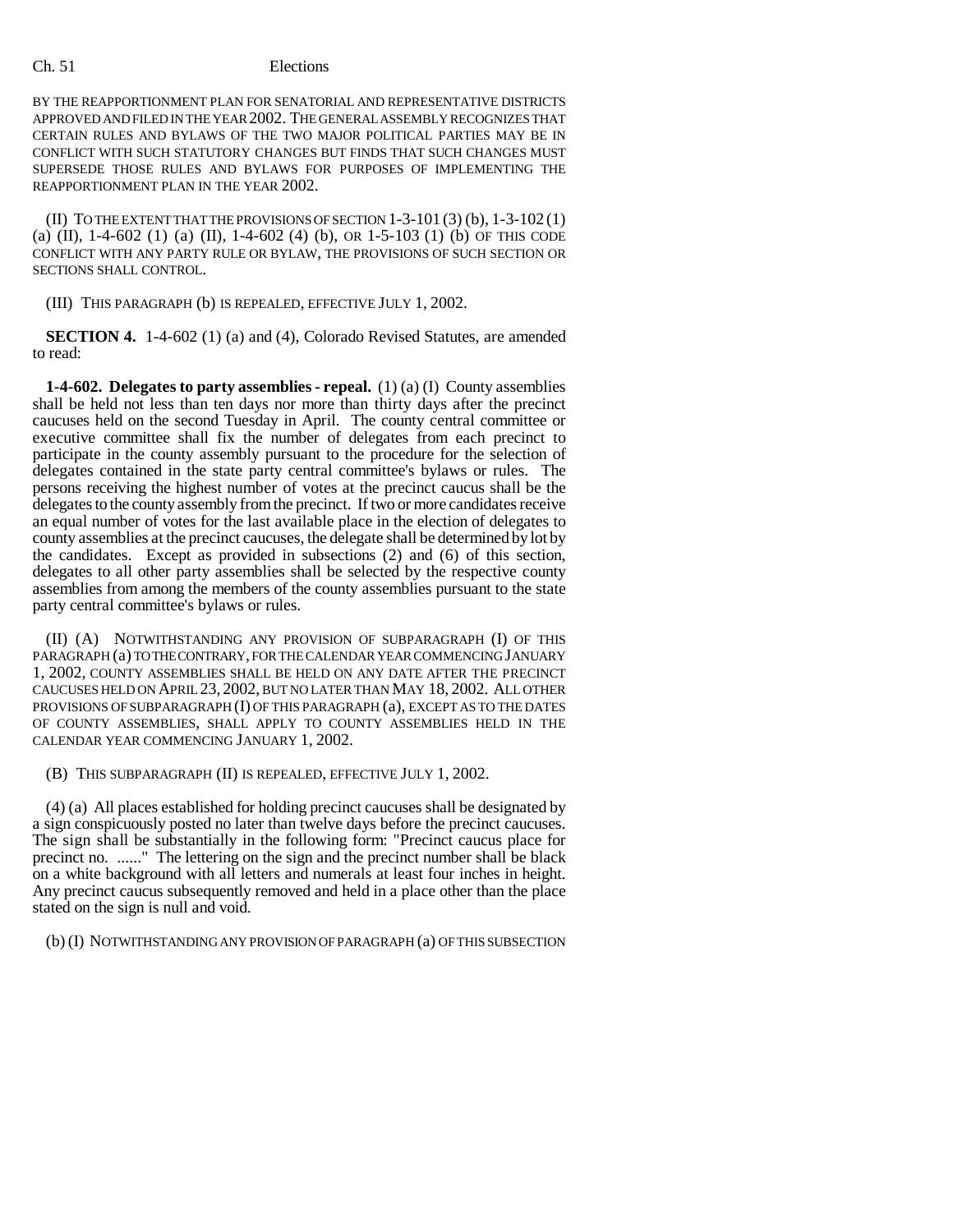BY THE REAPPORTIONMENT PLAN FOR SENATORIAL AND REPRESENTATIVE DISTRICTS APPROVED AND FILED IN THE YEAR 2002. THE GENERAL ASSEMBLY RECOGNIZES THAT CERTAIN RULES AND BYLAWS OF THE TWO MAJOR POLITICAL PARTIES MAY BE IN CONFLICT WITH SUCH STATUTORY CHANGES BUT FINDS THAT SUCH CHANGES MUST SUPERSEDE THOSE RULES AND BYLAWS FOR PURPOSES OF IMPLEMENTING THE REAPPORTIONMENT PLAN IN THE YEAR 2002.

(II) TO THE EXTENT THAT THE PROVISIONS OF SECTION 1-3-101 (3) (b), 1-3-102 (1) (a) (II), 1-4-602 (1) (a) (II), 1-4-602 (4) (b), OR 1-5-103 (1) (b) OF THIS CODE CONFLICT WITH ANY PARTY RULE OR BYLAW, THE PROVISIONS OF SUCH SECTION OR SECTIONS SHALL CONTROL.

(III) THIS PARAGRAPH (b) IS REPEALED, EFFECTIVE JULY 1, 2002.

**SECTION 4.** 1-4-602 (1) (a) and (4), Colorado Revised Statutes, are amended to read:

**1-4-602. Delegates to party assemblies - repeal.** (1) (a) (I) County assemblies shall be held not less than ten days nor more than thirty days after the precinct caucuses held on the second Tuesday in April. The county central committee or executive committee shall fix the number of delegates from each precinct to participate in the county assembly pursuant to the procedure for the selection of delegates contained in the state party central committee's bylaws or rules. The persons receiving the highest number of votes at the precinct caucus shall be the delegates to the county assembly from the precinct. If two or more candidates receive an equal number of votes for the last available place in the election of delegates to county assemblies at the precinct caucuses, the delegate shall be determined by lot by the candidates. Except as provided in subsections (2) and (6) of this section, delegates to all other party assemblies shall be selected by the respective county assemblies from among the members of the county assemblies pursuant to the state party central committee's bylaws or rules.

(II) (A) NOTWITHSTANDING ANY PROVISION OF SUBPARAGRAPH (I) OF THIS PARAGRAPH (a) TO THE CONTRARY, FOR THE CALENDAR YEAR COMMENCING JANUARY 1, 2002, COUNTY ASSEMBLIES SHALL BE HELD ON ANY DATE AFTER THE PRECINCT CAUCUSES HELD ON APRIL 23, 2002, BUT NO LATER THAN MAY 18, 2002. ALL OTHER PROVISIONS OF SUBPARAGRAPH (I) OF THIS PARAGRAPH (a), EXCEPT AS TO THE DATES OF COUNTY ASSEMBLIES, SHALL APPLY TO COUNTY ASSEMBLIES HELD IN THE CALENDAR YEAR COMMENCING JANUARY 1, 2002.

(B) THIS SUBPARAGRAPH (II) IS REPEALED, EFFECTIVE JULY 1, 2002.

(4) (a) All places established for holding precinct caucuses shall be designated by a sign conspicuously posted no later than twelve days before the precinct caucuses. The sign shall be substantially in the following form: "Precinct caucus place for precinct no. ......" The lettering on the sign and the precinct number shall be black on a white background with all letters and numerals at least four inches in height. Any precinct caucus subsequently removed and held in a place other than the place stated on the sign is null and void.

(b) (I) NOTWITHSTANDING ANY PROVISION OF PARAGRAPH (a) OF THIS SUBSECTION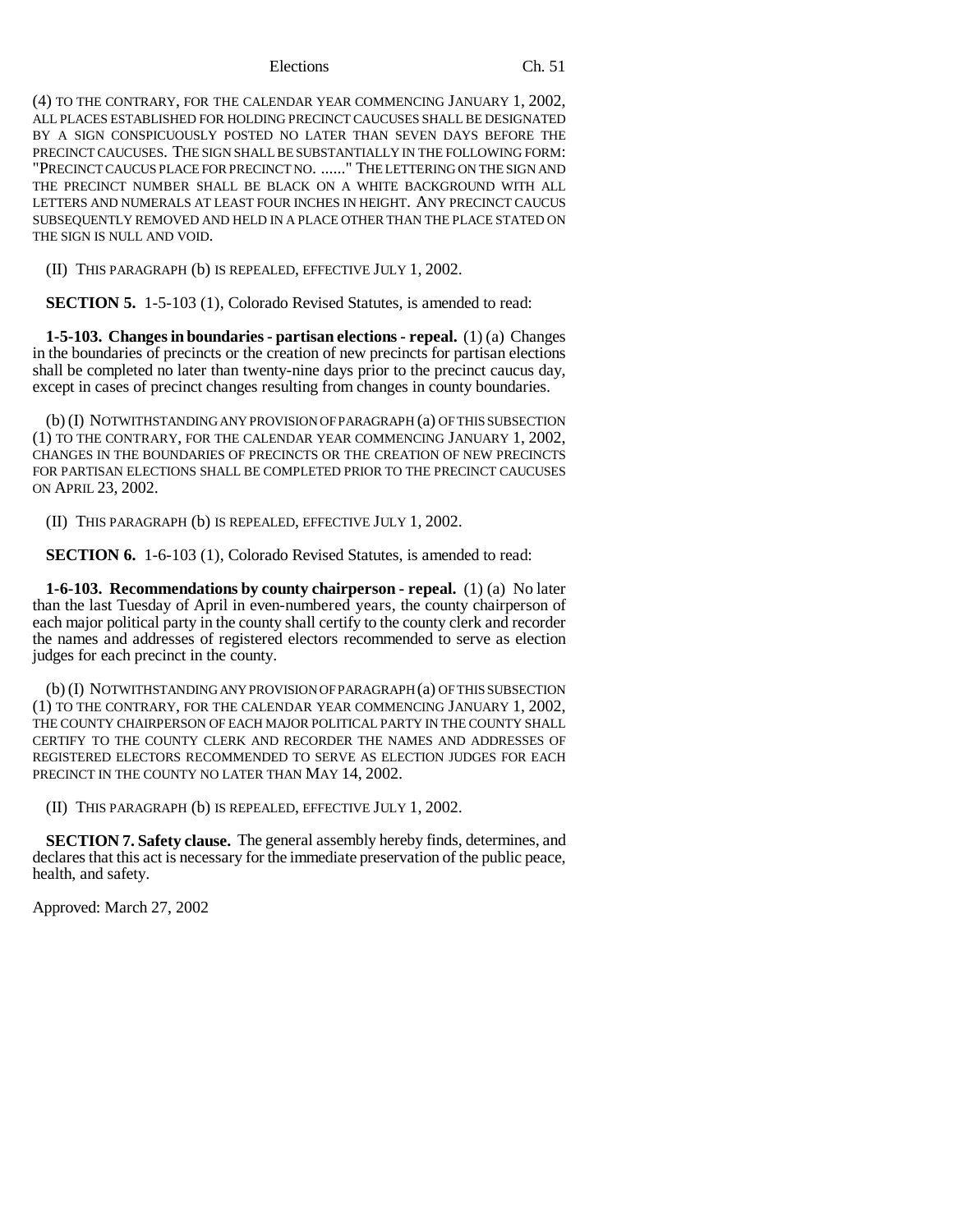(4) TO THE CONTRARY, FOR THE CALENDAR YEAR COMMENCING JANUARY 1, 2002, ALL PLACES ESTABLISHED FOR HOLDING PRECINCT CAUCUSES SHALL BE DESIGNATED BY A SIGN CONSPICUOUSLY POSTED NO LATER THAN SEVEN DAYS BEFORE THE PRECINCT CAUCUSES. THE SIGN SHALL BE SUBSTANTIALLY IN THE FOLLOWING FORM: "PRECINCT CAUCUS PLACE FOR PRECINCT NO. ......" THE LETTERING ON THE SIGN AND THE PRECINCT NUMBER SHALL BE BLACK ON A WHITE BACKGROUND WITH ALL LETTERS AND NUMERALS AT LEAST FOUR INCHES IN HEIGHT. ANY PRECINCT CAUCUS SUBSEQUENTLY REMOVED AND HELD IN A PLACE OTHER THAN THE PLACE STATED ON THE SIGN IS NULL AND VOID.

(II) THIS PARAGRAPH (b) IS REPEALED, EFFECTIVE JULY 1, 2002.

**SECTION 5.** 1-5-103 (1), Colorado Revised Statutes, is amended to read:

**1-5-103. Changes in boundaries - partisan elections - repeal.** (1) (a) Changes in the boundaries of precincts or the creation of new precincts for partisan elections shall be completed no later than twenty-nine days prior to the precinct caucus day, except in cases of precinct changes resulting from changes in county boundaries.

(b) (I) NOTWITHSTANDING ANY PROVISION OF PARAGRAPH (a) OF THIS SUBSECTION (1) TO THE CONTRARY, FOR THE CALENDAR YEAR COMMENCING JANUARY 1, 2002, CHANGES IN THE BOUNDARIES OF PRECINCTS OR THE CREATION OF NEW PRECINCTS FOR PARTISAN ELECTIONS SHALL BE COMPLETED PRIOR TO THE PRECINCT CAUCUSES ON APRIL 23, 2002.

(II) THIS PARAGRAPH (b) IS REPEALED, EFFECTIVE JULY 1, 2002.

**SECTION 6.** 1-6-103 (1), Colorado Revised Statutes, is amended to read:

**1-6-103. Recommendations by county chairperson - repeal.** (1) (a) No later than the last Tuesday of April in even-numbered years, the county chairperson of each major political party in the county shall certify to the county clerk and recorder the names and addresses of registered electors recommended to serve as election judges for each precinct in the county.

(b) (I) NOTWITHSTANDING ANY PROVISION OF PARAGRAPH (a) OF THIS SUBSECTION (1) TO THE CONTRARY, FOR THE CALENDAR YEAR COMMENCING JANUARY 1, 2002, THE COUNTY CHAIRPERSON OF EACH MAJOR POLITICAL PARTY IN THE COUNTY SHALL CERTIFY TO THE COUNTY CLERK AND RECORDER THE NAMES AND ADDRESSES OF REGISTERED ELECTORS RECOMMENDED TO SERVE AS ELECTION JUDGES FOR EACH PRECINCT IN THE COUNTY NO LATER THAN MAY 14, 2002.

(II) THIS PARAGRAPH (b) IS REPEALED, EFFECTIVE JULY 1, 2002.

**SECTION 7. Safety clause.** The general assembly hereby finds, determines, and declares that this act is necessary for the immediate preservation of the public peace, health, and safety.

Approved: March 27, 2002